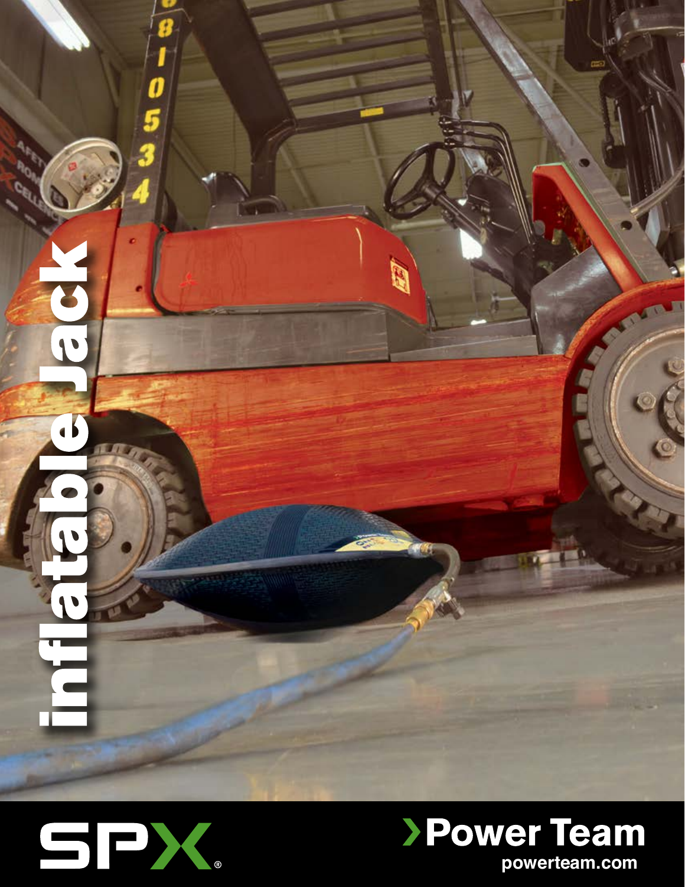# inflatable Jack

SPX

Power Team

powerteam.com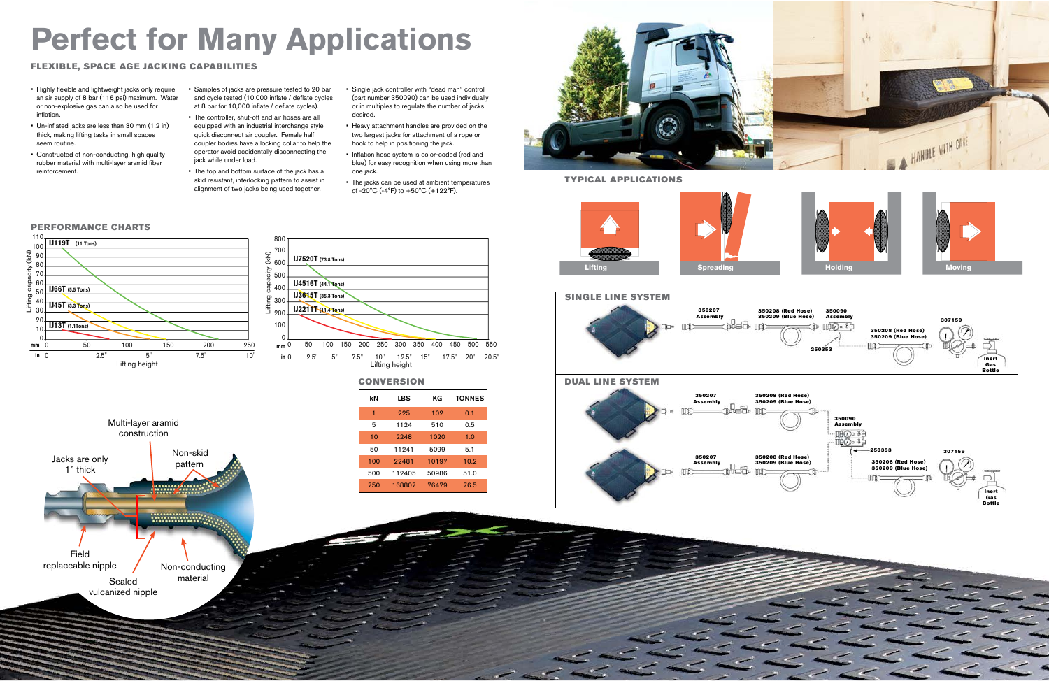# Perfect for Many Applications

## FLEXIBLE, SPACE AGE JACKING CAPABILITIES

- Highly flexible and lightweight jacks only require an air supply of 8 bar (116 psi) maximum. Water or non-explosive gas can also be used for inflation.
- Un-inflated jacks are less than 30 mm (1.2 in) thick, making lifting tasks in small spaces seem routine.
- Constructed of non-conducting, high quality rubber material with multi-layer aramid fiber reinforcement.
- Samples of jacks are pressure tested to 20 bar and cycle tested (10,000 inflate / deflate cycles at 8 bar for 10,000 inflate / deflate cycles).
- The controller, shut-off and air hoses are all equipped with an industrial interchange style quick disconnect air coupler. Female half coupler bodies have a locking collar to help the operator avoid accidentally disconnecting the jack while under load.
- The top and bottom surface of the jack has a skid resistant, interlocking pattern to assist in alignment of two jacks being used together.
- Single jack controller with "dead man" control (part number 350090) can be used individually or in multiples to regulate the number of jacks desired.
- Heavy attachment handles are provided on the two largest jacks for attachment of a rope or hook to help in positioning the jack.
- Inflation hose system is color-coded (red and blue) for easy recognition when using more than one jack.
- The jacks can be used at ambient temperatures of -20°C (-4°F) to +50°C (+122°F).

## PERFORMANCE CHARTS

Lifting capacity (kN) vs. Lifting height:

- Chart 1 (mm 0–250 / in 0–10"): IJ119T (11 Tons), IJ66T (5.5 Tons), IJ45T (3.3 Tons), IJ13T (1.1Tons)
- Chart 2 (mm 0–550 / in 0–20.5"): IJ7520T (73.8 Tons), IJ4516T (44.1 Tons), IJ3615T (35.3 Tons), IJ2211T (11.4 Tons)

## CONVERSION

| kN | LBS | KG | TONNES |
|---|---|---|---|
| 1 | 225 | 102 | 0.1 |
| 5 | 1124 | 510 | 0.5 |
| 10 | 2248 | 1020 | 1.0 |
| 50 | 11241 | 5099 | 5.1 |
| 100 | 22481 | 10197 | 10.2 |
| 500 | 112405 | 50986 | 51.0 |
| 750 | 168807 | 76479 | 76.5 |

Multi-layer aramid construction

Jacks are only 1" thick

Non-skid pattern

Field replaceable nipple

Sealed vulcanized nipple

Non-conducting material

## TYPICAL APPLICATIONS

Lifting — Spreading — Holding — Moving

## SINGLE LINE SYSTEM

350207 Assembly; 350208 (Red Hose) 350209 (Blue Hose); 350090 Assembly; 250353; 350208 (Red Hose) 350209 (Blue Hose); 307159; Inert Gas Bottle

## DUAL LINE SYSTEM

350207 Assembly; 350208 (Red Hose) 350209 (Blue Hose); 350090 Assembly; 350207 Assembly; 350208 (Red Hose) 350209 (Blue Hose); 250353; 307159; 350208 (Red Hose) 350209 (Blue Hose); Inert Gas Bottle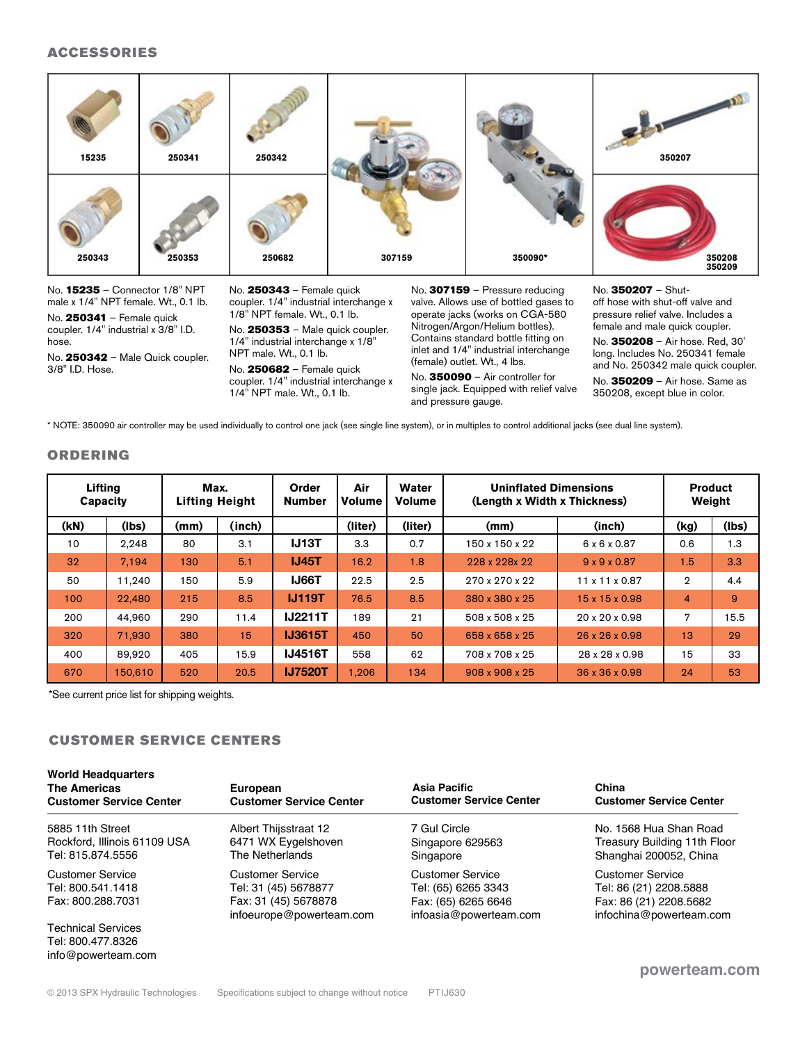## ACCESSORIES

15235
250341
250342
307159
350090*
350207
250343
250353
250682
350208
350209

No. **15235** – Connector 1/8" NPT male x 1/4" NPT female. Wt., 0.1 lb.

No. **250341** – Female quick coupler. 1/4" industrial x 3/8" I.D. hose.

No. **250342** – Male Quick coupler. 3/8" I.D. Hose.

No. **250343** – Female quick coupler. 1/4" industrial interchange x 1/8" NPT female. Wt., 0.1 lb.

No. **250353** – Male quick coupler. 1/4" industrial interchange x 1/8" NPT male. Wt., 0.1 lb.

No. **250682** – Female quick coupler. 1/4" industrial interchange x 1/4" NPT male. Wt., 0.1 lb.

No. **307159** – Pressure reducing valve. Allows use of bottled gases to operate jacks (works on CGA-580 Nitrogen/Argon/Helium bottles). Contains standard bottle fitting on inlet and 1/4" industrial interchange (female) outlet. Wt., 4 lbs.

No. **350090** – Air controller for single jack. Equipped with relief valve and pressure gauge.

No. **350207** – Shut-off hose with shut-off valve and pressure relief valve. Includes a female and male quick coupler.

No. **350208** – Air hose. Red, 30' long. Includes No. 250341 female and No. 250342 male quick coupler.

No. **350209** – Air hose. Same as 350208, except blue in color.

* NOTE: 350090 air controller may be used individually to control one jack (see single line system), or in multiples to control additional jacks (see dual line system).

## ORDERING

| Lifting Capacity | | Max. Lifting Height | | Order Number | Air Volume | Water Volume | Uninflated Dimensions (Length x Width x Thickness) | | Product Weight | |
|---|---|---|---|---|---|---|---|---|---|---|
| (kN) | (lbs) | (mm) | (inch) | | (liter) | (liter) | (mm) | (inch) | (kg) | (lbs) |
| 10 | 2,248 | 80 | 3.1 | **IJ13T** | 3.3 | 0.7 | 150 x 150 x 22 | 6 x 6 x 0.87 | 0.6 | 1.3 |
| 32 | 7,194 | 130 | 5.1 | **IJ45T** | 16.2 | 1.8 | 228 x 228x 22 | 9 x 9 x 0.87 | 1.5 | 3.3 |
| 50 | 11,240 | 150 | 5.9 | **IJ66T** | 22.5 | 2.5 | 270 x 270 x 22 | 11 x 11 x 0.87 | 2 | 4.4 |
| 100 | 22,480 | 215 | 8.5 | **IJ119T** | 76.5 | 8.5 | 380 x 380 x 25 | 15 x 15 x 0.98 | 4 | 9 |
| 200 | 44,960 | 290 | 11.4 | **IJ2211T** | 189 | 21 | 508 x 508 x 25 | 20 x 20 x 0.98 | 7 | 15.5 |
| 320 | 71,930 | 380 | 15 | **IJ3615T** | 450 | 50 | 658 x 658 x 25 | 26 x 26 x 0.98 | 13 | 29 |
| 400 | 89,920 | 405 | 15.9 | **IJ4516T** | 558 | 62 | 708 x 708 x 25 | 28 x 28 x 0.98 | 15 | 33 |
| 670 | 150,610 | 520 | 20.5 | **IJ7520T** | 1,206 | 134 | 908 x 908 x 25 | 36 x 36 x 0.98 | 24 | 53 |

*See current price list for shipping weights.

## CUSTOMER SERVICE CENTERS

**World Headquarters**
**The Americas**
**Customer Service Center**

5885 11th Street
Rockford, Illinois 61109 USA
Tel: 815.874.5556

Customer Service
Tel: 800.541.1418
Fax: 800.288.7031

Technical Services
Tel: 800.477.8326
info@powerteam.com

**European**
**Customer Service Center**

Albert Thijsstraat 12
6471 WX Eygelshoven
The Netherlands

Customer Service
Tel: 31 (45) 5678877
Fax: 31 (45) 5678878
infoeurope@powerteam.com

**Asia Pacific**
**Customer Service Center**

7 Gul Circle
Singapore 629563
Singapore

Customer Service
Tel: (65) 6265 3343
Fax: (65) 6265 6646
infoasia@powerteam.com

**China**
**Customer Service Center**

No. 1568 Hua Shan Road
Treasury Building 11th Floor
Shanghai 200052, China

Customer Service
Tel: 86 (21) 2208.5888
Fax: 86 (21) 2208.5682
infochina@powerteam.com

powerteam.com

© 2013 SPX Hydraulic Technologies Specifications subject to change without notice PTIJ630